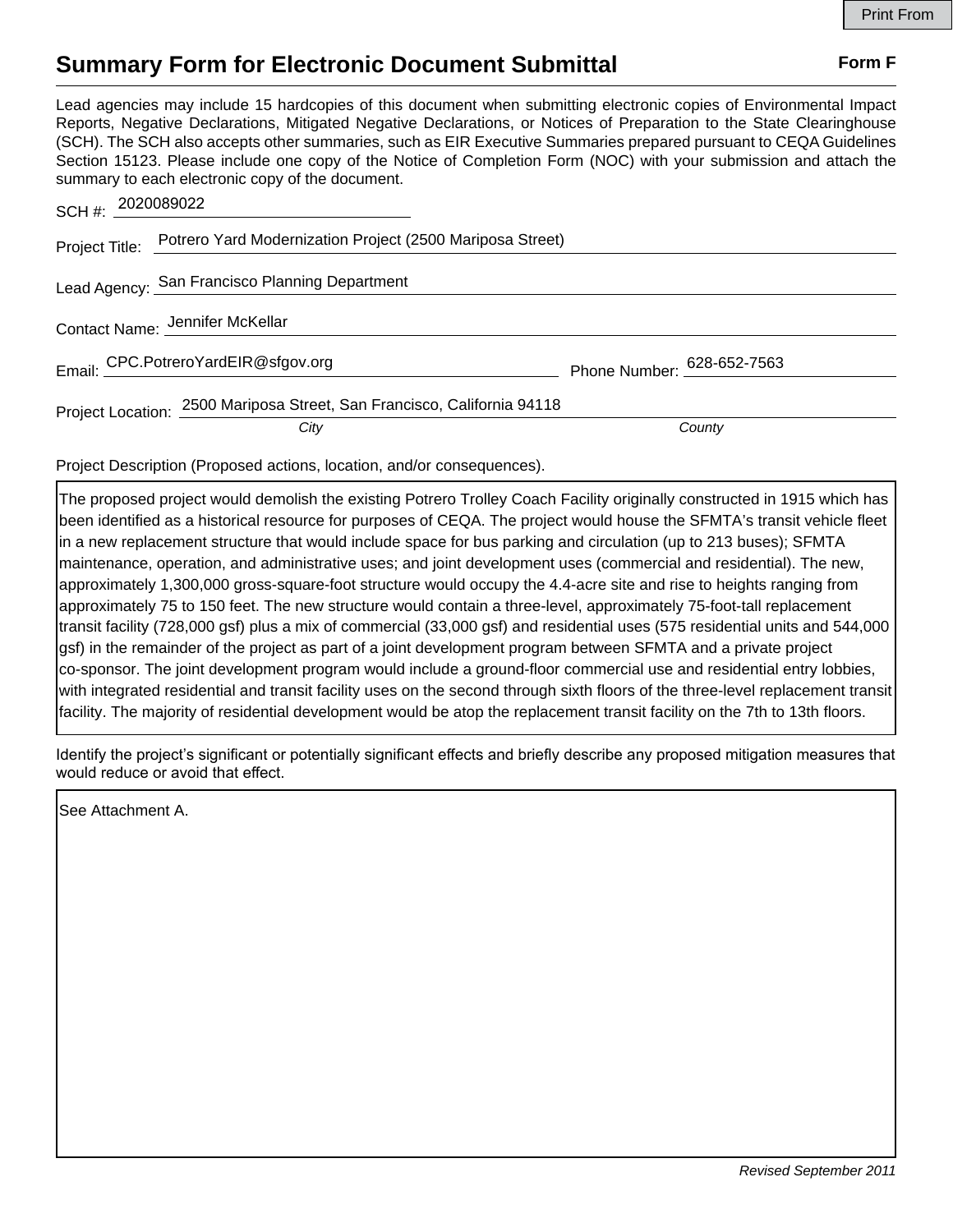# Summary Form for Electronic Document Submittal

**Form F**

Lead agencies may include 15 hardcopies of this document when submitting electronic copies of Environmental Impact Reports, Negative Declarations, Mitigated Negative Declarations, or Notices of Preparation to the State Clearinghouse (SCH). The SCH also accepts other summaries, such as EIR Executive Summaries prepared pursuant to CEQA Guidelines Section 15123. Please include one copy of the Notice of Completion Form (NOC) with your submission and attach the summary to each electronic copy of the document.

SCH #: 2020089022

Project Title: Potrero Yard Modernization Project (2500 Mariposa Street)

Lead Agency: San Francisco Planning Department

Contact Name: Jennifer McKellar

Email: CPC.PotreroYardEIR@sfgov.org Phone Number: 628-652-7563

Project Location: 2500 Mariposa Street, San Francisco, California 94118

*City* *County*

Project Description (Proposed actions, location, and/or consequences).

The proposed project would demolish the existing Potrero Trolley Coach Facility originally constructed in 1915 which has been identified as a historical resource for purposes of CEQA. The project would house the SFMTA's transit vehicle fleet in a new replacement structure that would include space for bus parking and circulation (up to 213 buses); SFMTA maintenance, operation, and administrative uses; and joint development uses (commercial and residential). The new, approximately 1,300,000 gross-square-foot structure would occupy the 4.4-acre site and rise to heights ranging from approximately 75 to 150 feet. The new structure would contain a three-level, approximately 75-foot-tall replacement transit facility (728,000 gsf) plus a mix of commercial (33,000 gsf) and residential uses (575 residential units and 544,000 gsf) in the remainder of the project as part of a joint development program between SFMTA and a private project co-sponsor. The joint development program would include a ground-floor commercial use and residential entry lobbies, with integrated residential and transit facility uses on the second through sixth floors of the three-level replacement transit facility. The majority of residential development would be atop the replacement transit facility on the 7th to 13th floors.

Identify the project's significant or potentially significant effects and briefly describe any proposed mitigation measures that would reduce or avoid that effect.

See Attachment A.

*Revised September 2011*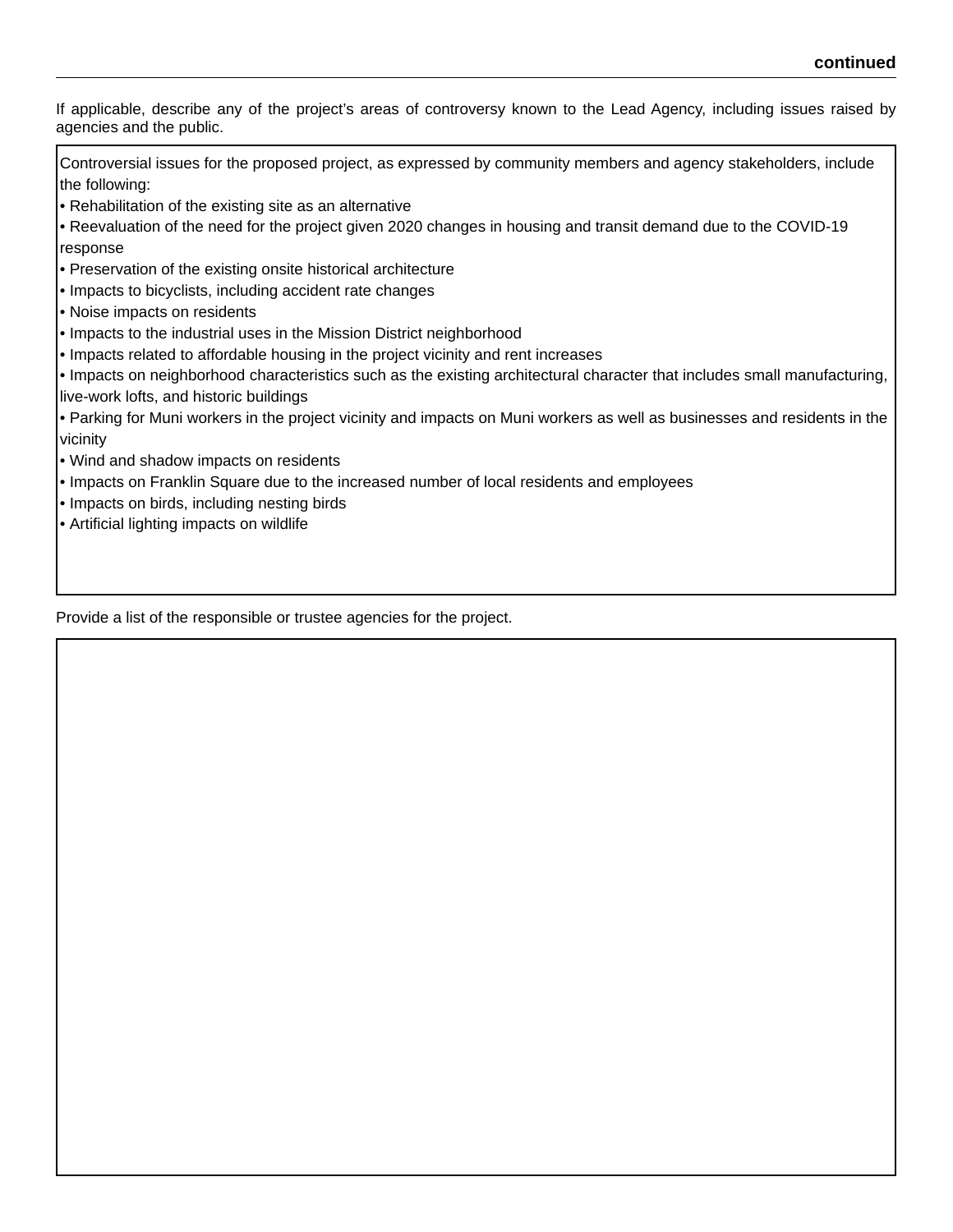If applicable, describe any of the project's areas of controversy known to the Lead Agency, including issues raised by agencies and the public.

Controversial issues for the proposed project, as expressed by community members and agency stakeholders, include the following:

- Rehabilitation of the existing site as an alternative
- Reevaluation of the need for the project given 2020 changes in housing and transit demand due to the COVID-19 response
- Preservation of the existing onsite historical architecture
- Impacts to bicyclists, including accident rate changes
- Noise impacts on residents
- Impacts to the industrial uses in the Mission District neighborhood
- Impacts related to affordable housing in the project vicinity and rent increases
- Impacts on neighborhood characteristics such as the existing architectural character that includes small manufacturing, live-work lofts, and historic buildings
- Parking for Muni workers in the project vicinity and impacts on Muni workers as well as businesses and residents in the vicinity
- Wind and shadow impacts on residents
- Impacts on Franklin Square due to the increased number of local residents and employees
- Impacts on birds, including nesting birds
- Artificial lighting impacts on wildlife

Provide a list of the responsible or trustee agencies for the project.